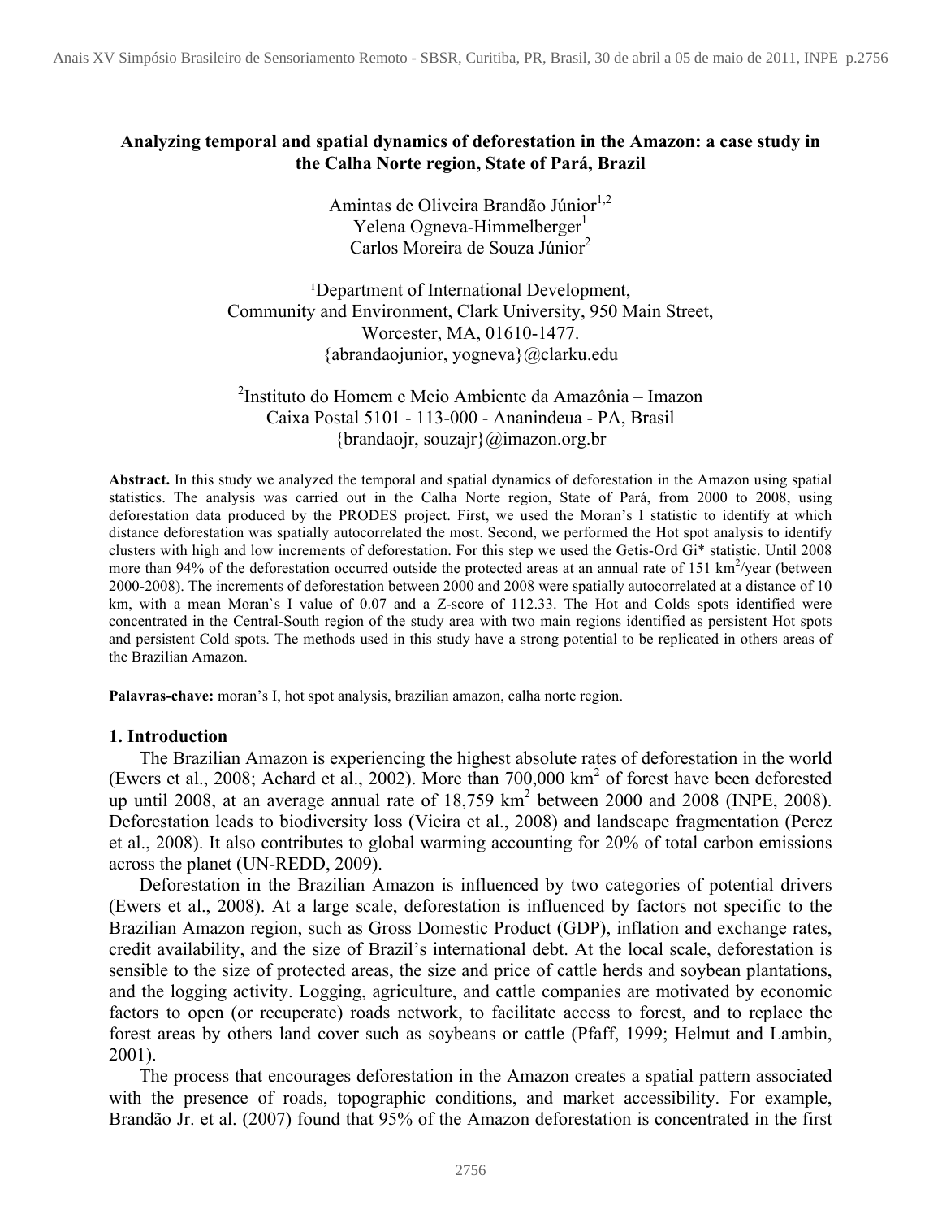# Analyzing temporal and spatial dynamics of deforestation in the Amazon: a case study in the Calha Norte region, State of Pará, Brazil

Amintas de Oliveira Brandão Júnior[1,2]
Yelena Ogneva-Himmelberger[1]
Carlos Moreira de Souza Júnior[2]

[1]Department of International Development, Community and Environment, Clark University, 950 Main Street, Worcester, MA, 01610-1477.
{abrandaojunior, yogneva}@clarku.edu

[2]Instituto do Homem e Meio Ambiente da Amazônia – Imazon
Caixa Postal 5101 - 113-000 - Ananindeua - PA, Brasil
{brandaojr, souzajr}@imazon.org.br

**Abstract.** In this study we analyzed the temporal and spatial dynamics of deforestation in the Amazon using spatial statistics. The analysis was carried out in the Calha Norte region, State of Pará, from 2000 to 2008, using deforestation data produced by the PRODES project. First, we used the Moran's I statistic to identify at which distance deforestation was spatially autocorrelated the most. Second, we performed the Hot spot analysis to identify clusters with high and low increments of deforestation. For this step we used the Getis-Ord Gi* statistic. Until 2008 more than 94% of the deforestation occurred outside the protected areas at an annual rate of 151 $km^2$/year (between 2000-2008). The increments of deforestation between 2000 and 2008 were spatially autocorrelated at a distance of 10 km, with a mean Moran`s I value of 0.07 and a Z-score of 112.33. The Hot and Colds spots identified were concentrated in the Central-South region of the study area with two main regions identified as persistent Hot spots and persistent Cold spots. The methods used in this study have a strong potential to be replicated in others areas of the Brazilian Amazon.

**Palavras-chave:** moran's I, hot spot analysis, brazilian amazon, calha norte region.

## 1. Introduction

The Brazilian Amazon is experiencing the highest absolute rates of deforestation in the world (Ewers et al., 2008; Achard et al., 2002). More than 700,000 $km^2$ of forest have been deforested up until 2008, at an average annual rate of 18,759 $km^2$ between 2000 and 2008 (INPE, 2008). Deforestation leads to biodiversity loss (Vieira et al., 2008) and landscape fragmentation (Perez et al., 2008). It also contributes to global warming accounting for 20% of total carbon emissions across the planet (UN-REDD, 2009).

Deforestation in the Brazilian Amazon is influenced by two categories of potential drivers (Ewers et al., 2008). At a large scale, deforestation is influenced by factors not specific to the Brazilian Amazon region, such as Gross Domestic Product (GDP), inflation and exchange rates, credit availability, and the size of Brazil's international debt. At the local scale, deforestation is sensible to the size of protected areas, the size and price of cattle herds and soybean plantations, and the logging activity. Logging, agriculture, and cattle companies are motivated by economic factors to open (or recuperate) roads network, to facilitate access to forest, and to replace the forest areas by others land cover such as soybeans or cattle (Pfaff, 1999; Helmut and Lambin, 2001).

The process that encourages deforestation in the Amazon creates a spatial pattern associated with the presence of roads, topographic conditions, and market accessibility. For example, Brandão Jr. et al. (2007) found that 95% of the Amazon deforestation is concentrated in the first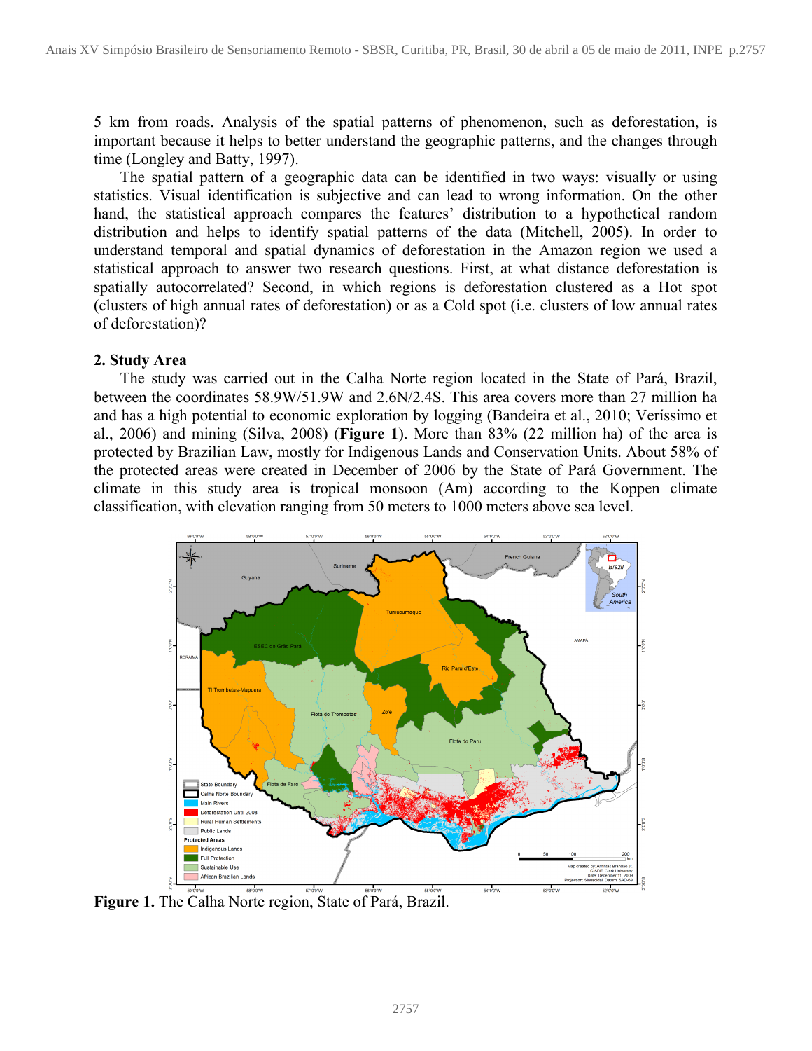5 km from roads. Analysis of the spatial patterns of phenomenon, such as deforestation, is important because it helps to better understand the geographic patterns, and the changes through time (Longley and Batty, 1997).

The spatial pattern of a geographic data can be identified in two ways: visually or using statistics. Visual identification is subjective and can lead to wrong information. On the other hand, the statistical approach compares the features' distribution to a hypothetical random distribution and helps to identify spatial patterns of the data (Mitchell, 2005). In order to understand temporal and spatial dynamics of deforestation in the Amazon region we used a statistical approach to answer two research questions. First, at what distance deforestation is spatially autocorrelated? Second, in which regions is deforestation clustered as a Hot spot (clusters of high annual rates of deforestation) or as a Cold spot (i.e. clusters of low annual rates of deforestation)?

## 2. Study Area

The study was carried out in the Calha Norte region located in the State of Pará, Brazil, between the coordinates 58.9W/51.9W and 2.6N/2.4S. This area covers more than 27 million ha and has a high potential to economic exploration by logging (Bandeira et al., 2010; Veríssimo et al., 2006) and mining (Silva, 2008) (**Figure 1**). More than 83% (22 million ha) of the area is protected by Brazilian Law, mostly for Indigenous Lands and Conservation Units. About 58% of the protected areas were created in December of 2006 by the State of Pará Government. The climate in this study area is tropical monsoon (Am) according to the Koppen climate classification, with elevation ranging from 50 meters to 1000 meters above sea level.

**Figure 1.** The Calha Norte region, State of Pará, Brazil.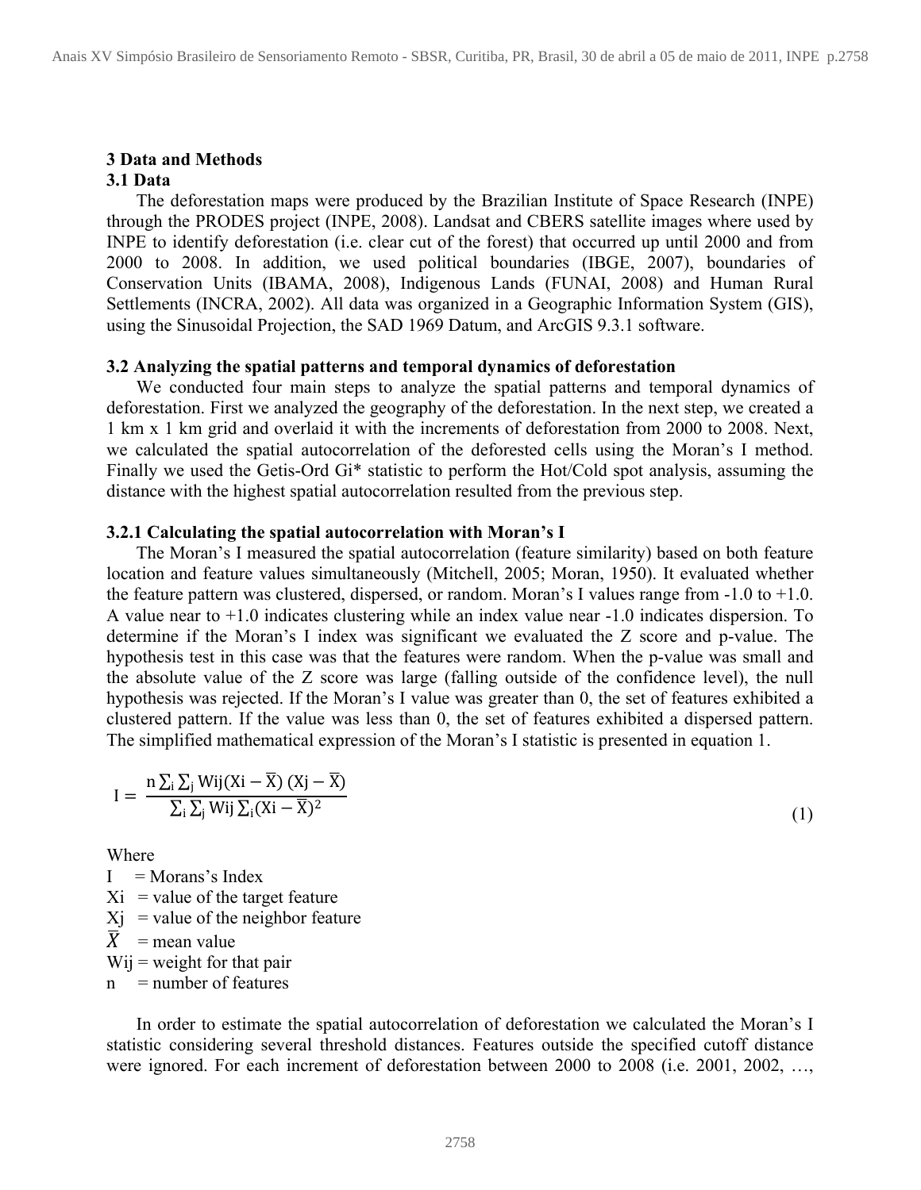## 3 Data and Methods

### 3.1 Data

The deforestation maps were produced by the Brazilian Institute of Space Research (INPE) through the PRODES project (INPE, 2008). Landsat and CBERS satellite images where used by INPE to identify deforestation (i.e. clear cut of the forest) that occurred up until 2000 and from 2000 to 2008. In addition, we used political boundaries (IBGE, 2007), boundaries of Conservation Units (IBAMA, 2008), Indigenous Lands (FUNAI, 2008) and Human Rural Settlements (INCRA, 2002). All data was organized in a Geographic Information System (GIS), using the Sinusoidal Projection, the SAD 1969 Datum, and ArcGIS 9.3.1 software.

### 3.2 Analyzing the spatial patterns and temporal dynamics of deforestation

We conducted four main steps to analyze the spatial patterns and temporal dynamics of deforestation. First we analyzed the geography of the deforestation. In the next step, we created a 1 km x 1 km grid and overlaid it with the increments of deforestation from 2000 to 2008. Next, we calculated the spatial autocorrelation of the deforested cells using the Moran's I method. Finally we used the Getis-Ord Gi* statistic to perform the Hot/Cold spot analysis, assuming the distance with the highest spatial autocorrelation resulted from the previous step.

#### 3.2.1 Calculating the spatial autocorrelation with Moran's I

The Moran's I measured the spatial autocorrelation (feature similarity) based on both feature location and feature values simultaneously (Mitchell, 2005; Moran, 1950). It evaluated whether the feature pattern was clustered, dispersed, or random. Moran's I values range from -1.0 to +1.0. A value near to +1.0 indicates clustering while an index value near -1.0 indicates dispersion. To determine if the Moran's I index was significant we evaluated the Z score and p-value. The hypothesis test in this case was that the features were random. When the p-value was small and the absolute value of the Z score was large (falling outside of the confidence level), the null hypothesis was rejected. If the Moran's I value was greater than 0, the set of features exhibited a clustered pattern. If the value was less than 0, the set of features exhibited a dispersed pattern. The simplified mathematical expression of the Moran's I statistic is presented in equation 1.

$$I = \frac{n \sum_i \sum_j W_{ij}(X_i - \bar{X})(X_j - \bar{X})}{\sum_i \sum_j W_{ij} \sum_i (X_i - \bar{X})^2} \tag{1}$$

Where

$I$ = Morans's Index
$X_i$ = value of the target feature
$X_j$ = value of the neighbor feature
$\bar{X}$ = mean value
$W_{ij}$ = weight for that pair
$n$ = number of features

In order to estimate the spatial autocorrelation of deforestation we calculated the Moran's I statistic considering several threshold distances. Features outside the specified cutoff distance were ignored. For each increment of deforestation between 2000 to 2008 (i.e. 2001, 2002, …,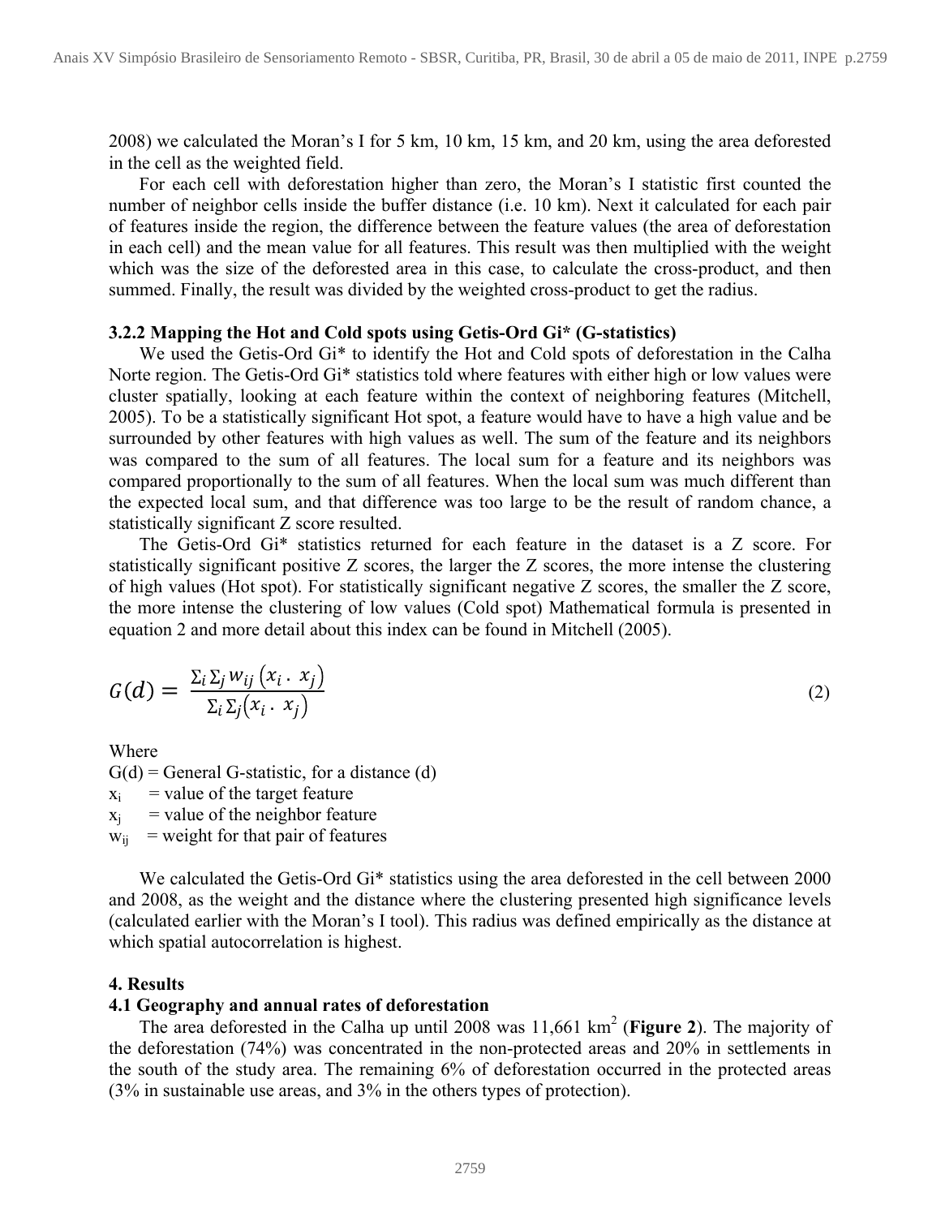2008) we calculated the Moran's I for 5 km, 10 km, 15 km, and 20 km, using the area deforested in the cell as the weighted field.

For each cell with deforestation higher than zero, the Moran's I statistic first counted the number of neighbor cells inside the buffer distance (i.e. 10 km). Next it calculated for each pair of features inside the region, the difference between the feature values (the area of deforestation in each cell) and the mean value for all features. This result was then multiplied with the weight which was the size of the deforested area in this case, to calculate the cross-product, and then summed. Finally, the result was divided by the weighted cross-product to get the radius.

### 3.2.2 Mapping the Hot and Cold spots using Getis-Ord Gi* (G-statistics)

We used the Getis-Ord Gi* to identify the Hot and Cold spots of deforestation in the Calha Norte region. The Getis-Ord Gi* statistics told where features with either high or low values were cluster spatially, looking at each feature within the context of neighboring features (Mitchell, 2005). To be a statistically significant Hot spot, a feature would have to have a high value and be surrounded by other features with high values as well. The sum of the feature and its neighbors was compared to the sum of all features. The local sum for a feature and its neighbors was compared proportionally to the sum of all features. When the local sum was much different than the expected local sum, and that difference was too large to be the result of random chance, a statistically significant Z score resulted.

The Getis-Ord Gi* statistics returned for each feature in the dataset is a Z score. For statistically significant positive Z scores, the larger the Z scores, the more intense the clustering of high values (Hot spot). For statistically significant negative Z scores, the smaller the Z score, the more intense the clustering of low values (Cold spot) Mathematical formula is presented in equation 2 and more detail about this index can be found in Mitchell (2005).

$$G(d) = \frac{\sum_i \sum_j w_{ij} \left(x_i \, . \, x_j\right)}{\sum_i \sum_j \left(x_i \, . \, x_j\right)} \tag{2}$$

Where

$G(d)$ = General G-statistic, for a distance (d)
$x_i$ = value of the target feature
$x_j$ = value of the neighbor feature
$w_{ij}$ = weight for that pair of features

We calculated the Getis-Ord Gi* statistics using the area deforested in the cell between 2000 and 2008, as the weight and the distance where the clustering presented high significance levels (calculated earlier with the Moran's I tool). This radius was defined empirically as the distance at which spatial autocorrelation is highest.

## 4. Results

### 4.1 Geography and annual rates of deforestation

The area deforested in the Calha up until 2008 was 11,661 $km^2$ (**Figure 2**). The majority of the deforestation (74%) was concentrated in the non-protected areas and 20% in settlements in the south of the study area. The remaining 6% of deforestation occurred in the protected areas (3% in sustainable use areas, and 3% in the others types of protection).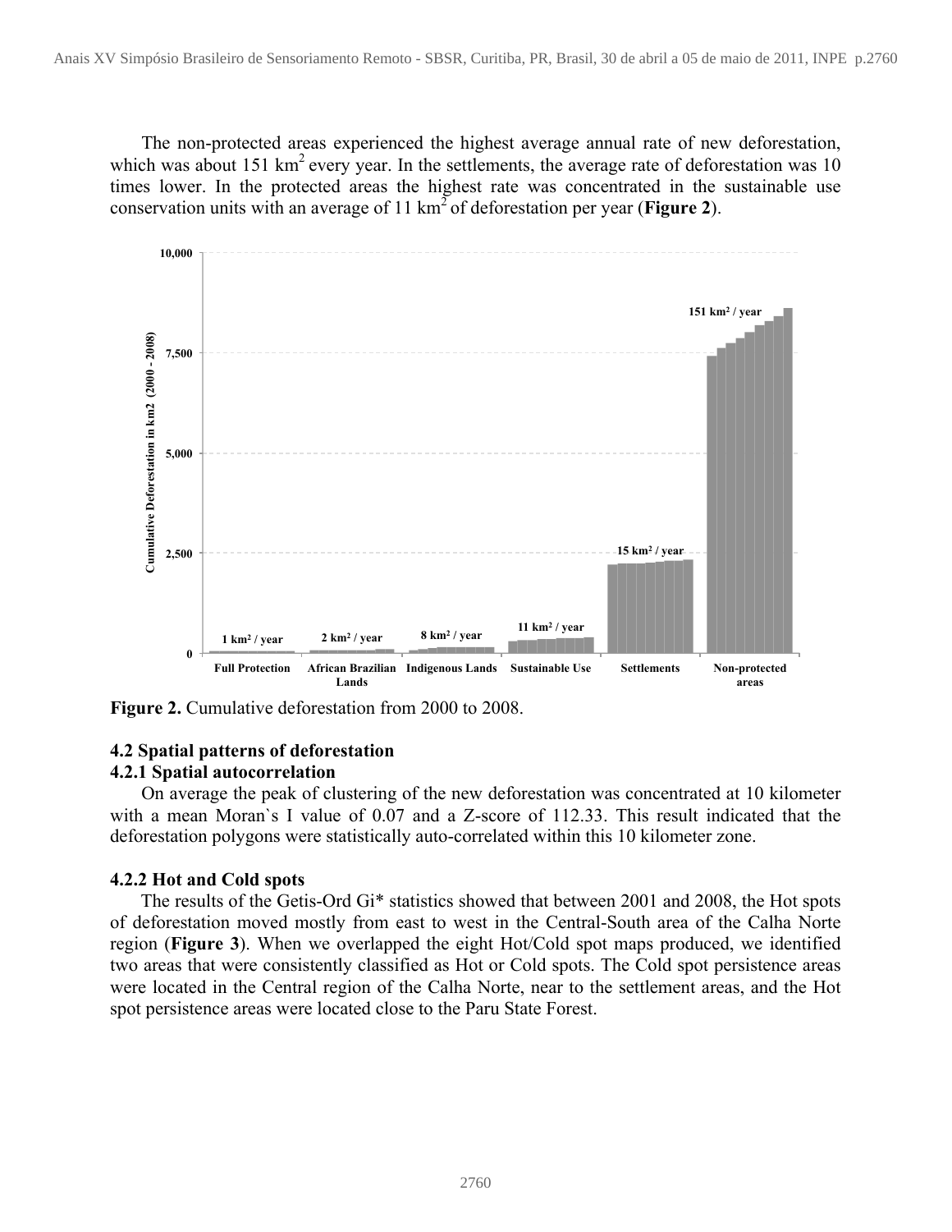The non-protected areas experienced the highest average annual rate of new deforestation, which was about 151 km$^2$ every year. In the settlements, the average rate of deforestation was 10 times lower. In the protected areas the highest rate was concentrated in the sustainable use conservation units with an average of 11 km$^2$ of deforestation per year (**Figure 2**).

**Figure 2.** Cumulative deforestation from 2000 to 2008.

### 4.2 Spatial patterns of deforestation

#### 4.2.1 Spatial autocorrelation

On average the peak of clustering of the new deforestation was concentrated at 10 kilometer with a mean Moran`s I value of 0.07 and a Z-score of 112.33. This result indicated that the deforestation polygons were statistically auto-correlated within this 10 kilometer zone.

#### 4.2.2 Hot and Cold spots

The results of the Getis-Ord Gi* statistics showed that between 2001 and 2008, the Hot spots of deforestation moved mostly from east to west in the Central-South area of the Calha Norte region (**Figure 3**). When we overlapped the eight Hot/Cold spot maps produced, we identified two areas that were consistently classified as Hot or Cold spots. The Cold spot persistence areas were located in the Central region of the Calha Norte, near to the settlement areas, and the Hot spot persistence areas were located close to the Paru State Forest.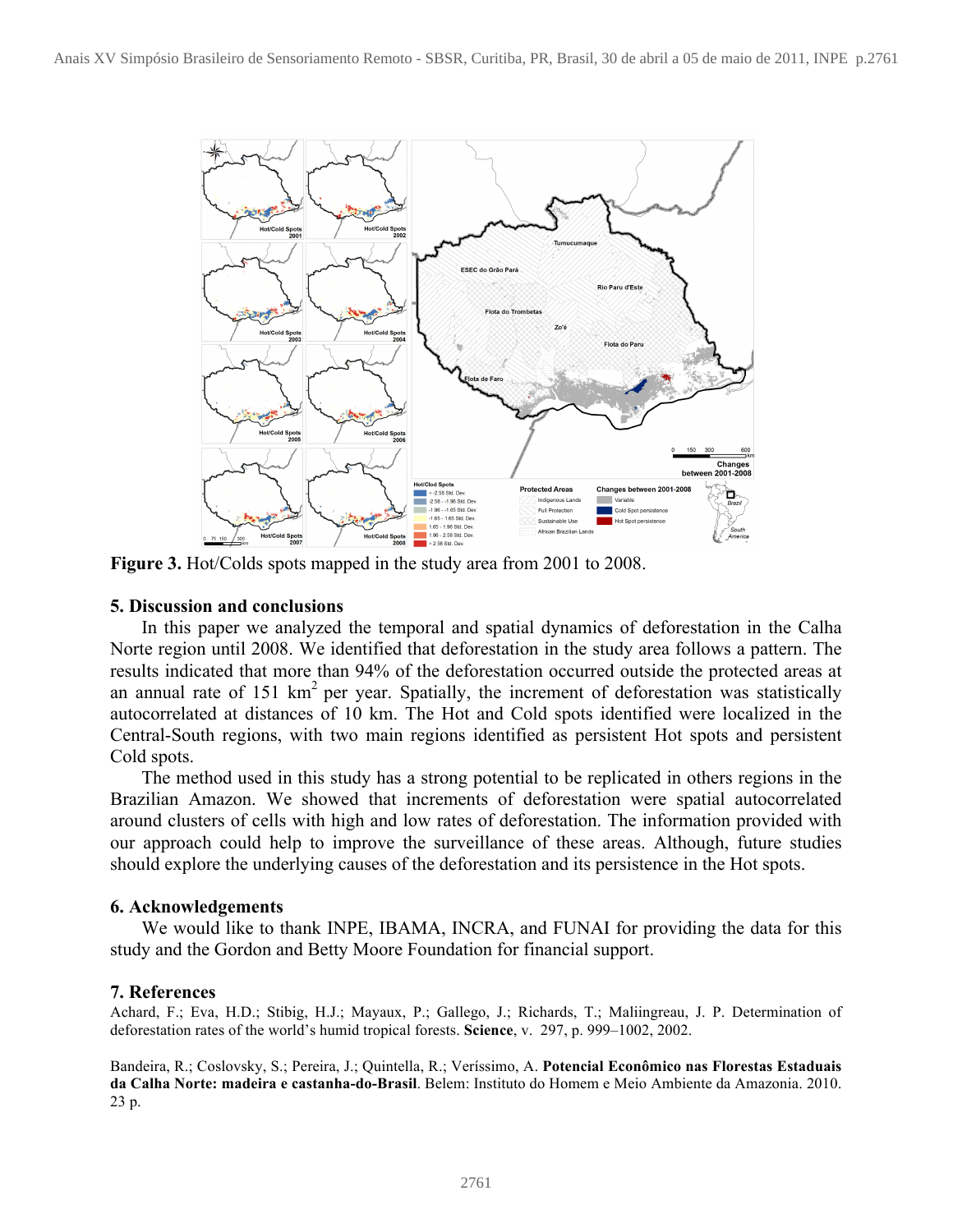**Figure 3.** Hot/Colds spots mapped in the study area from 2001 to 2008.

## 5. Discussion and conclusions

In this paper we analyzed the temporal and spatial dynamics of deforestation in the Calha Norte region until 2008. We identified that deforestation in the study area follows a pattern. The results indicated that more than 94% of the deforestation occurred outside the protected areas at an annual rate of 151 $km^2$ per year. Spatially, the increment of deforestation was statistically autocorrelated at distances of 10 km. The Hot and Cold spots identified were localized in the Central-South regions, with two main regions identified as persistent Hot spots and persistent Cold spots.

The method used in this study has a strong potential to be replicated in others regions in the Brazilian Amazon. We showed that increments of deforestation were spatial autocorrelated around clusters of cells with high and low rates of deforestation. The information provided with our approach could help to improve the surveillance of these areas. Although, future studies should explore the underlying causes of the deforestation and its persistence in the Hot spots.

## 6. Acknowledgements

We would like to thank INPE, IBAMA, INCRA, and FUNAI for providing the data for this study and the Gordon and Betty Moore Foundation for financial support.

## 7. References

Achard, F.; Eva, H.D.; Stibig, H.J.; Mayaux, P.; Gallego, J.; Richards, T.; Maliingreau, J. P. Determination of deforestation rates of the world's humid tropical forests. **Science**, v. 297, p. 999–1002, 2002.

Bandeira, R.; Coslovsky, S.; Pereira, J.; Quintella, R.; Veríssimo, A. **Potencial Econômico nas Florestas Estaduais da Calha Norte: madeira e castanha-do-Brasil**. Belem: Instituto do Homem e Meio Ambiente da Amazonia. 2010. 23 p.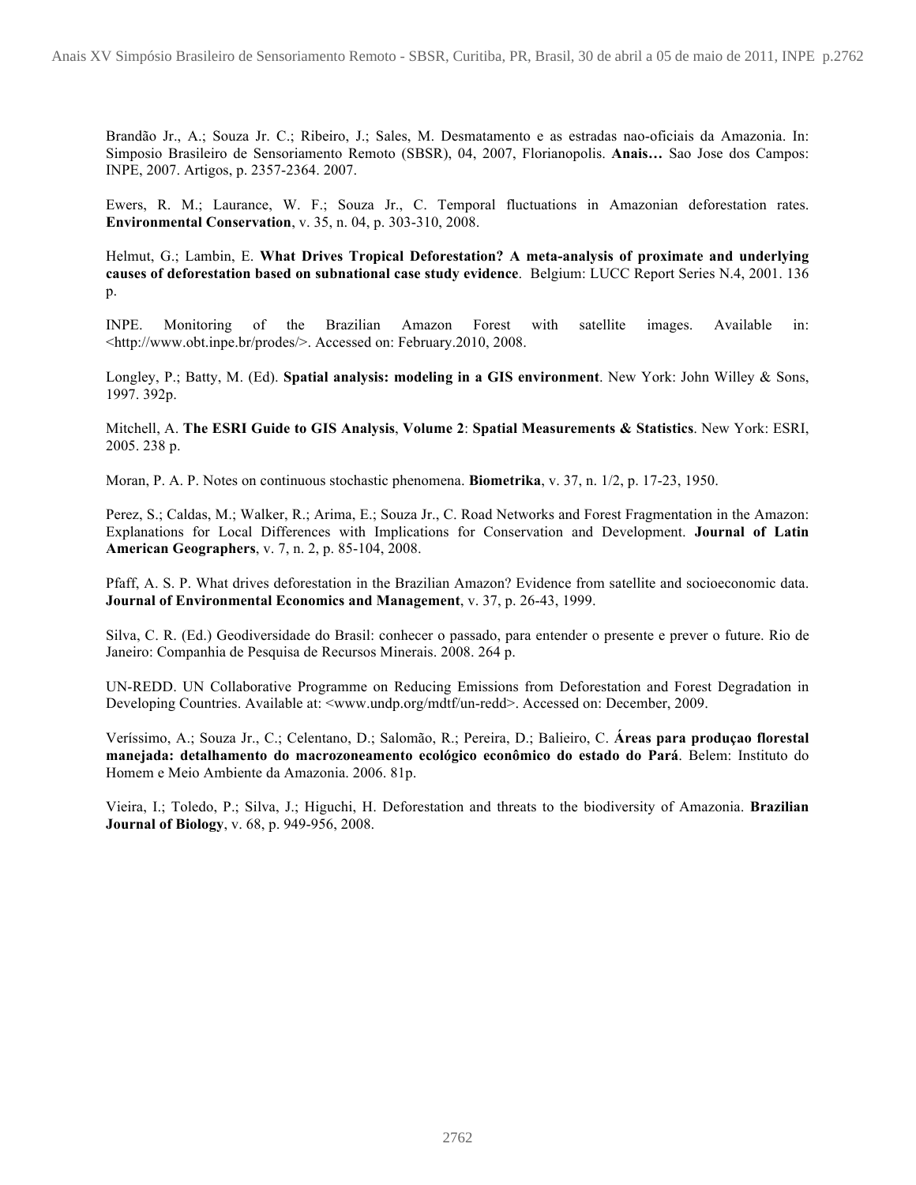Brandão Jr., A.; Souza Jr. C.; Ribeiro, J.; Sales, M. Desmatamento e as estradas nao-oficiais da Amazonia. In: Simposio Brasileiro de Sensoriamento Remoto (SBSR), 04, 2007, Florianopolis. **Anais…** Sao Jose dos Campos: INPE, 2007. Artigos, p. 2357-2364. 2007.

Ewers, R. M.; Laurance, W. F.; Souza Jr., C. Temporal fluctuations in Amazonian deforestation rates. **Environmental Conservation**, v. 35, n. 04, p. 303-310, 2008.

Helmut, G.; Lambin, E. **What Drives Tropical Deforestation? A meta-analysis of proximate and underlying causes of deforestation based on subnational case study evidence**. Belgium: LUCC Report Series N.4, 2001. 136 p.

INPE. Monitoring of the Brazilian Amazon Forest with satellite images. Available in: <http://www.obt.inpe.br/prodes/>. Accessed on: February.2010, 2008.

Longley, P.; Batty, M. (Ed). **Spatial analysis: modeling in a GIS environment**. New York: John Willey & Sons, 1997. 392p.

Mitchell, A. **The ESRI Guide to GIS Analysis**, **Volume 2**: **Spatial Measurements & Statistics**. New York: ESRI, 2005. 238 p.

Moran, P. A. P. Notes on continuous stochastic phenomena. **Biometrika**, v. 37, n. 1/2, p. 17-23, 1950.

Perez, S.; Caldas, M.; Walker, R.; Arima, E.; Souza Jr., C. Road Networks and Forest Fragmentation in the Amazon: Explanations for Local Differences with Implications for Conservation and Development. **Journal of Latin American Geographers**, v. 7, n. 2, p. 85-104, 2008.

Pfaff, A. S. P. What drives deforestation in the Brazilian Amazon? Evidence from satellite and socioeconomic data. **Journal of Environmental Economics and Management**, v. 37, p. 26-43, 1999.

Silva, C. R. (Ed.) Geodiversidade do Brasil: conhecer o passado, para entender o presente e prever o future. Rio de Janeiro: Companhia de Pesquisa de Recursos Minerais. 2008. 264 p.

UN-REDD. UN Collaborative Programme on Reducing Emissions from Deforestation and Forest Degradation in Developing Countries. Available at: <www.undp.org/mdtf/un-redd>. Accessed on: December, 2009.

Veríssimo, A.; Souza Jr., C.; Celentano, D.; Salomão, R.; Pereira, D.; Balieiro, C. **Áreas para produçao florestal manejada: detalhamento do macrozoneamento ecológico econômico do estado do Pará**. Belem: Instituto do Homem e Meio Ambiente da Amazonia. 2006. 81p.

Vieira, I.; Toledo, P.; Silva, J.; Higuchi, H. Deforestation and threats to the biodiversity of Amazonia. **Brazilian Journal of Biology**, v. 68, p. 949-956, 2008.